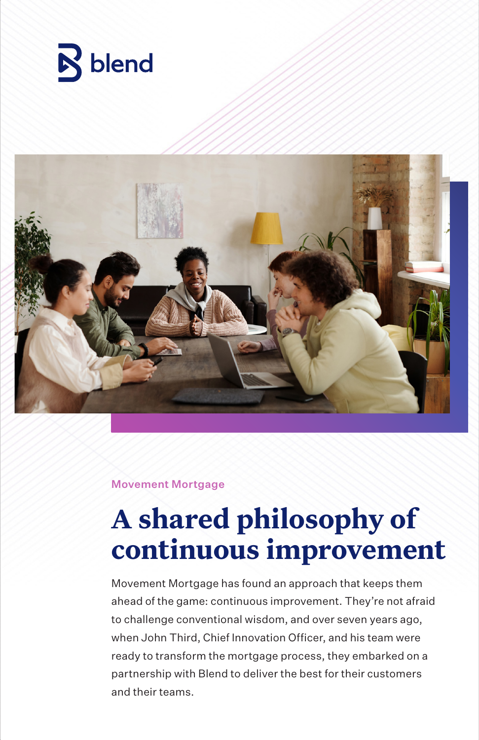blend

Movement Mortgage

# A shared philosophy of continuous improvement

Movement Mortgage has found an approach that keeps them ahead of the game: continuous improvement. They're not afraid to challenge conventional wisdom, and over seven years ago, when John Third, Chief Innovation Officer, and his team were ready to transform the mortgage process, they embarked on a partnership with Blend to deliver the best for their customers and their teams.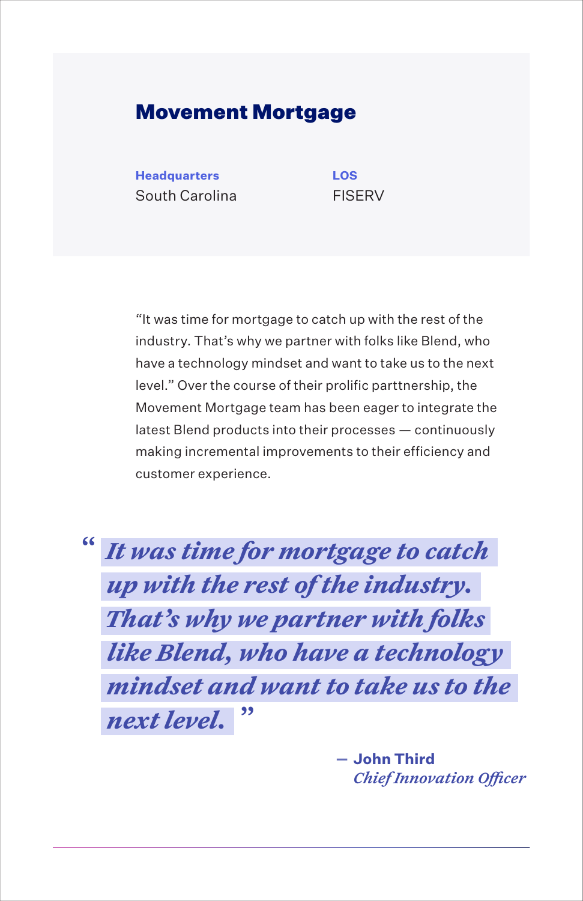## Movement Mortgage

| **Headquarters** | **LOS** |
| --- | --- |
| South Carolina | FISERV |

"It was time for mortgage to catch up with the rest of the industry. That's why we partner with folks like Blend, who have a technology mindset and want to take us to the next level." Over the course of their prolific parttnership, the Movement Mortgage team has been eager to integrate the latest Blend products into their processes — continuously making incremental improvements to their efficiency and customer experience.

> ***"It was time for mortgage to catch up with the rest of the industry. That's why we partner with folks like Blend, who have a technology mindset and want to take us to the next level."***
>
> — **John Third**
> *Chief Innovation Officer*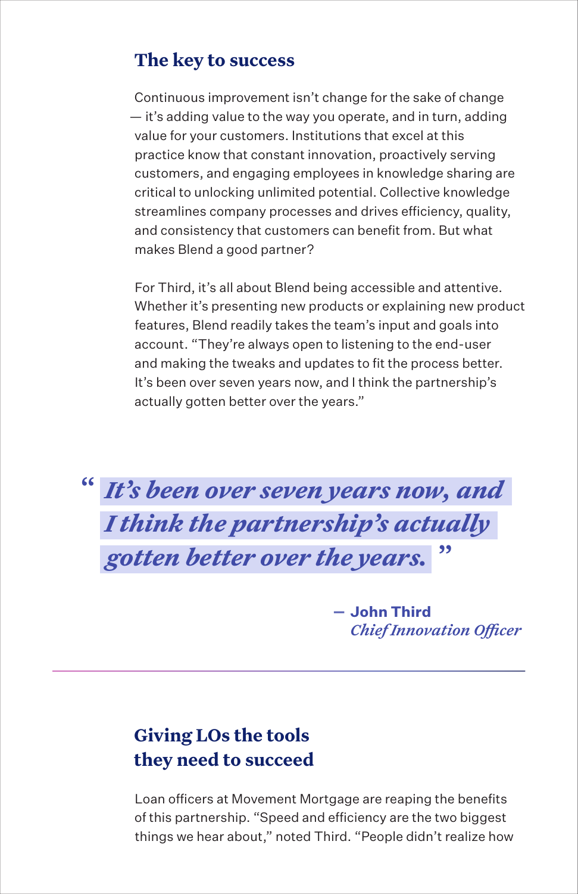## The key to success

Continuous improvement isn't change for the sake of change — it's adding value to the way you operate, and in turn, adding value for your customers. Institutions that excel at this practice know that constant innovation, proactively serving customers, and engaging employees in knowledge sharing are critical to unlocking unlimited potential. Collective knowledge streamlines company processes and drives efficiency, quality, and consistency that customers can benefit from. But what makes Blend a good partner?

For Third, it's all about Blend being accessible and attentive. Whether it's presenting new products or explaining new product features, Blend readily takes the team's input and goals into account. "They're always open to listening to the end-user and making the tweaks and updates to fit the process better. It's been over seven years now, and I think the partnership's actually gotten better over the years."

> ***"It's been over seven years now, and I think the partnership's actually gotten better over the years."***
>
> — **John Third**
> *Chief Innovation Officer*

---

## Giving LOs the tools they need to succeed

Loan officers at Movement Mortgage are reaping the benefits of this partnership. "Speed and efficiency are the two biggest things we hear about," noted Third. "People didn't realize how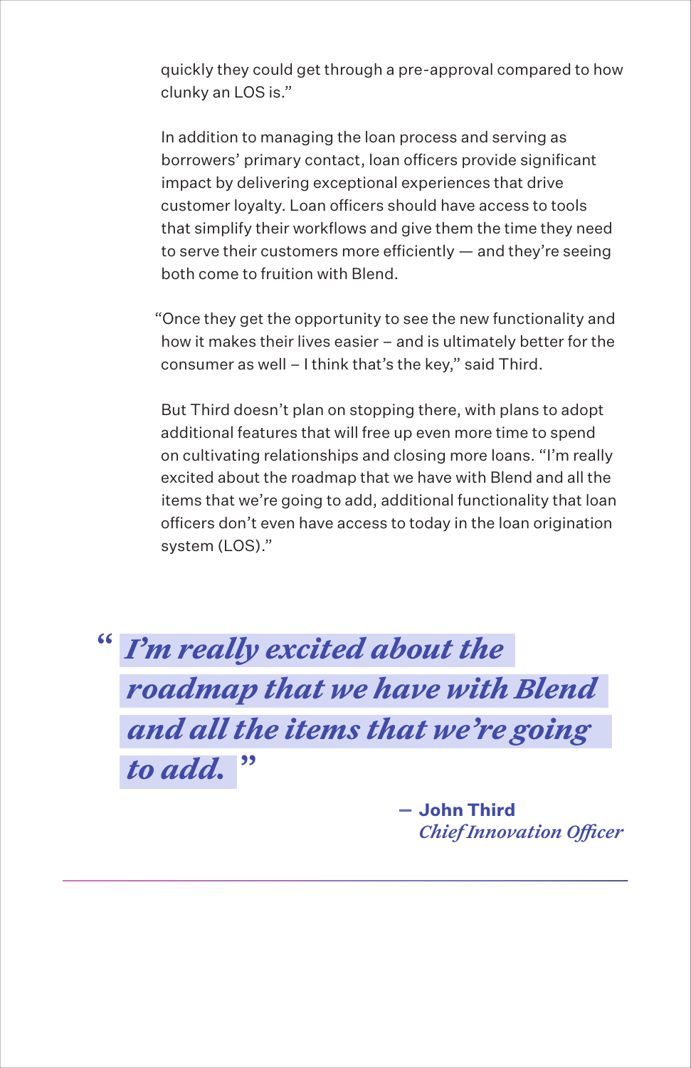quickly they could get through a pre-approval compared to how clunky an LOS is."

In addition to managing the loan process and serving as borrowers' primary contact, loan officers provide significant impact by delivering exceptional experiences that drive customer loyalty. Loan officers should have access to tools that simplify their workflows and give them the time they need to serve their customers more efficiently — and they're seeing both come to fruition with Blend.

"Once they get the opportunity to see the new functionality and how it makes their lives easier – and is ultimately better for the consumer as well – I think that's the key," said Third.

But Third doesn't plan on stopping there, with plans to adopt additional features that will free up even more time to spend on cultivating relationships and closing more loans. "I'm really excited about the roadmap that we have with Blend and all the items that we're going to add, additional functionality that loan officers don't even have access to today in the loan origination system (LOS)."

> ***"I'm really excited about the roadmap that we have with Blend and all the items that we're going to add."***
>
> — **John Third**
> *Chief Innovation Officer*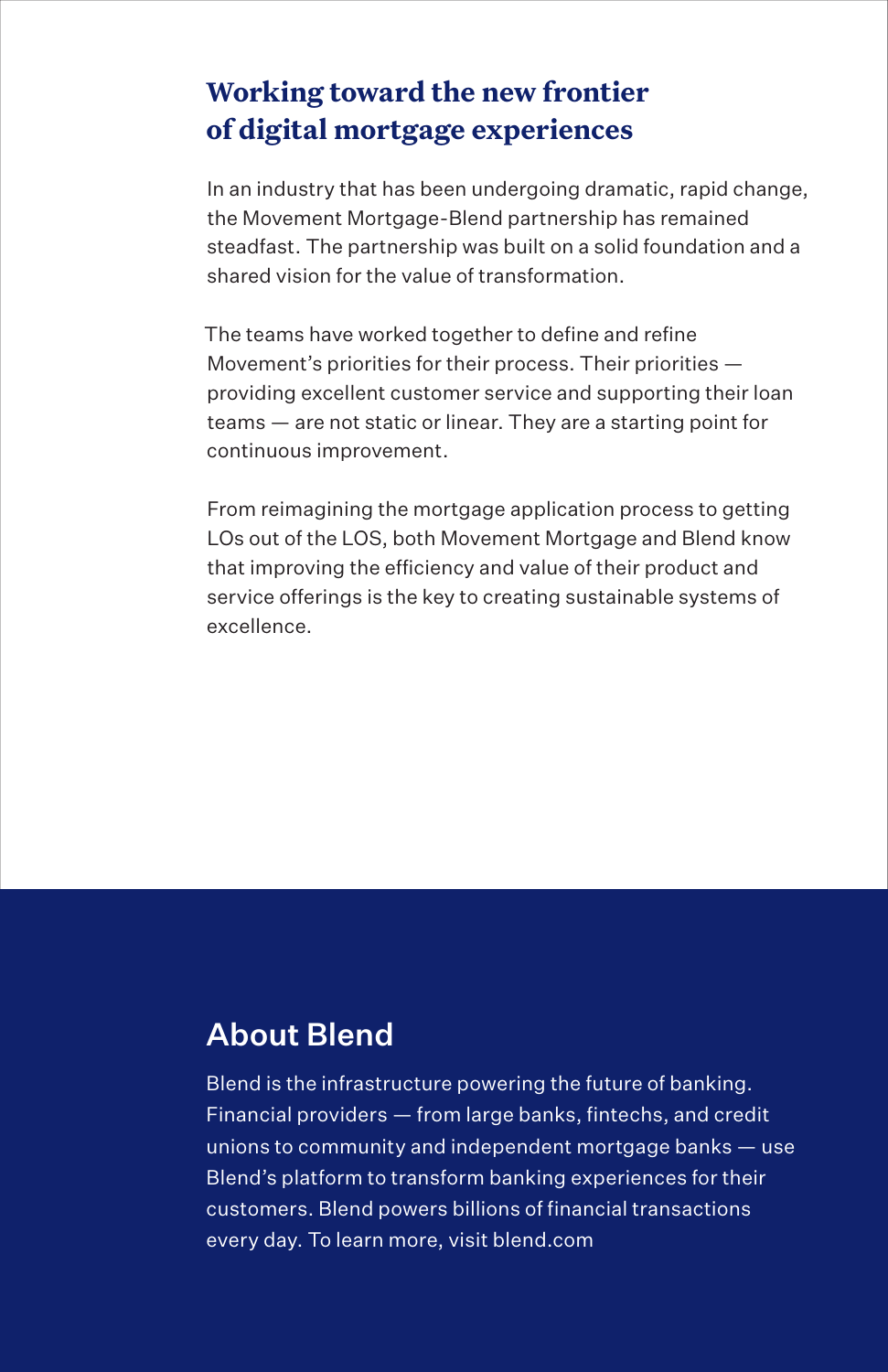## Working toward the new frontier of digital mortgage experiences

In an industry that has been undergoing dramatic, rapid change, the Movement Mortgage-Blend partnership has remained steadfast. The partnership was built on a solid foundation and a shared vision for the value of transformation.

The teams have worked together to define and refine Movement's priorities for their process. Their priorities — providing excellent customer service and supporting their loan teams — are not static or linear. They are a starting point for continuous improvement.

From reimagining the mortgage application process to getting LOs out of the LOS, both Movement Mortgage and Blend know that improving the efficiency and value of their product and service offerings is the key to creating sustainable systems of excellence.

## About Blend

Blend is the infrastructure powering the future of banking. Financial providers — from large banks, fintechs, and credit unions to community and independent mortgage banks — use Blend's platform to transform banking experiences for their customers. Blend powers billions of financial transactions every day. To learn more, visit blend.com